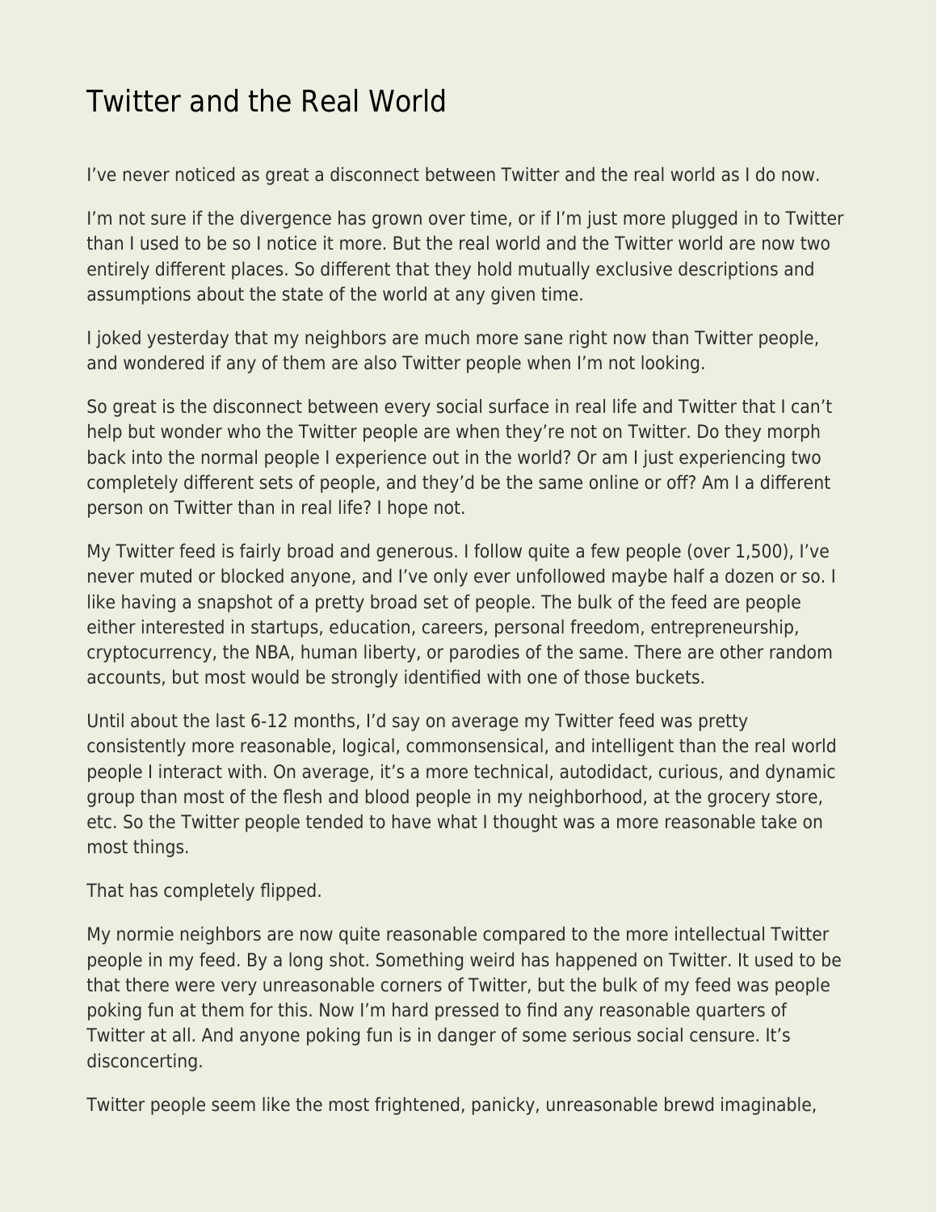# Twitter and the Real World

I've never noticed as great a disconnect between Twitter and the real world as I do now.

I'm not sure if the divergence has grown over time, or if I'm just more plugged in to Twitter than I used to be so I notice it more. But the real world and the Twitter world are now two entirely different places. So different that they hold mutually exclusive descriptions and assumptions about the state of the world at any given time.

I joked yesterday that my neighbors are much more sane right now than Twitter people, and wondered if any of them are also Twitter people when I'm not looking.

So great is the disconnect between every social surface in real life and Twitter that I can't help but wonder who the Twitter people are when they're not on Twitter. Do they morph back into the normal people I experience out in the world? Or am I just experiencing two completely different sets of people, and they'd be the same online or off? Am I a different person on Twitter than in real life? I hope not.

My Twitter feed is fairly broad and generous. I follow quite a few people (over 1,500), I've never muted or blocked anyone, and I've only ever unfollowed maybe half a dozen or so. I like having a snapshot of a pretty broad set of people. The bulk of the feed are people either interested in startups, education, careers, personal freedom, entrepreneurship, cryptocurrency, the NBA, human liberty, or parodies of the same. There are other random accounts, but most would be strongly identified with one of those buckets.

Until about the last 6-12 months, I'd say on average my Twitter feed was pretty consistently more reasonable, logical, commonsensical, and intelligent than the real world people I interact with. On average, it's a more technical, autodidact, curious, and dynamic group than most of the flesh and blood people in my neighborhood, at the grocery store, etc. So the Twitter people tended to have what I thought was a more reasonable take on most things.

That has completely flipped.

My normie neighbors are now quite reasonable compared to the more intellectual Twitter people in my feed. By a long shot. Something weird has happened on Twitter. It used to be that there were very unreasonable corners of Twitter, but the bulk of my feed was people poking fun at them for this. Now I'm hard pressed to find any reasonable quarters of Twitter at all. And anyone poking fun is in danger of some serious social censure. It's disconcerting.

Twitter people seem like the most frightened, panicky, unreasonable brewd imaginable,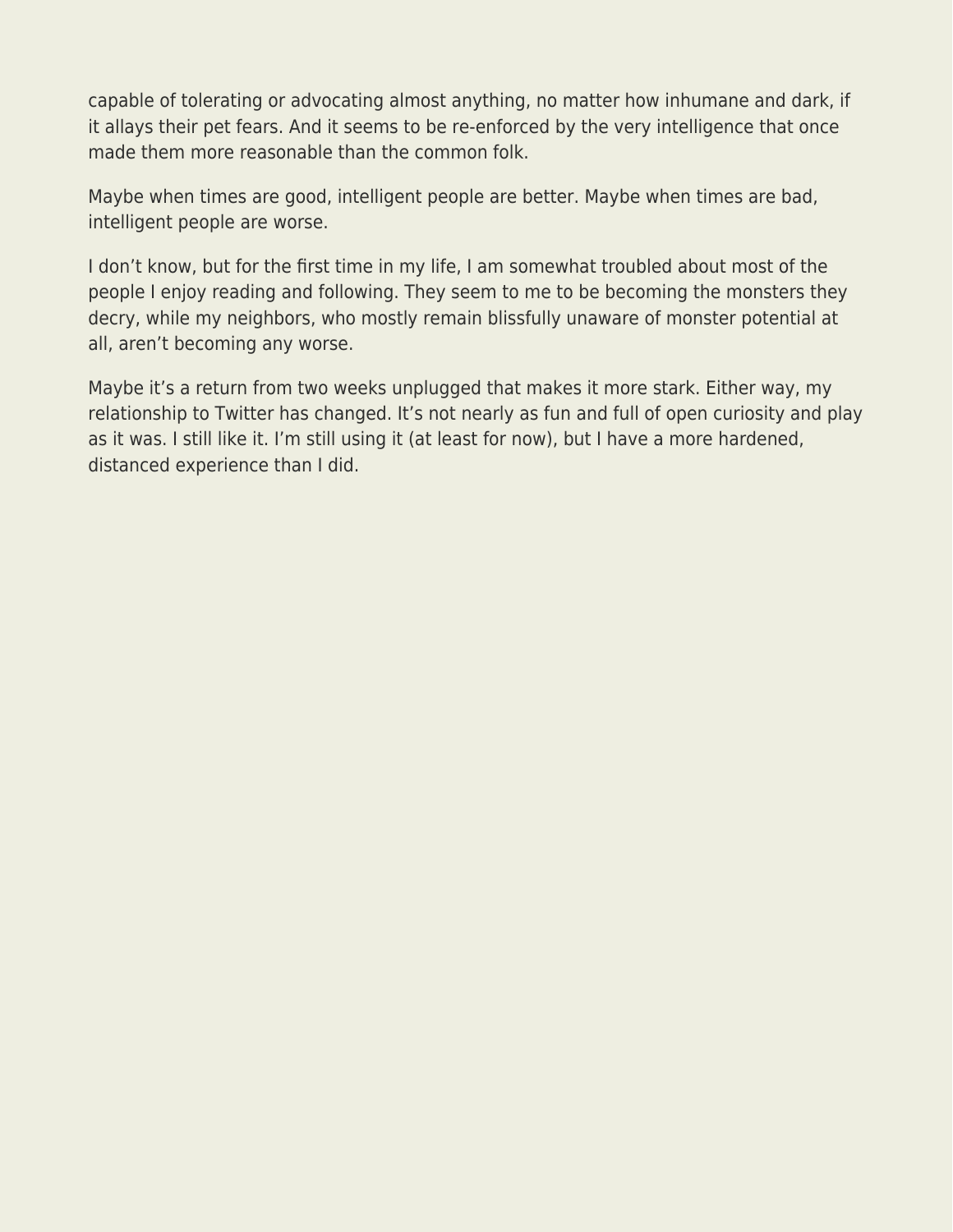capable of tolerating or advocating almost anything, no matter how inhumane and dark, if it allays their pet fears. And it seems to be re-enforced by the very intelligence that once made them more reasonable than the common folk.

Maybe when times are good, intelligent people are better. Maybe when times are bad, intelligent people are worse.

I don't know, but for the first time in my life, I am somewhat troubled about most of the people I enjoy reading and following. They seem to me to be becoming the monsters they decry, while my neighbors, who mostly remain blissfully unaware of monster potential at all, aren't becoming any worse.

Maybe it's a return from two weeks unplugged that makes it more stark. Either way, my relationship to Twitter has changed. It's not nearly as fun and full of open curiosity and play as it was. I still like it. I'm still using it (at least for now), but I have a more hardened, distanced experience than I did.